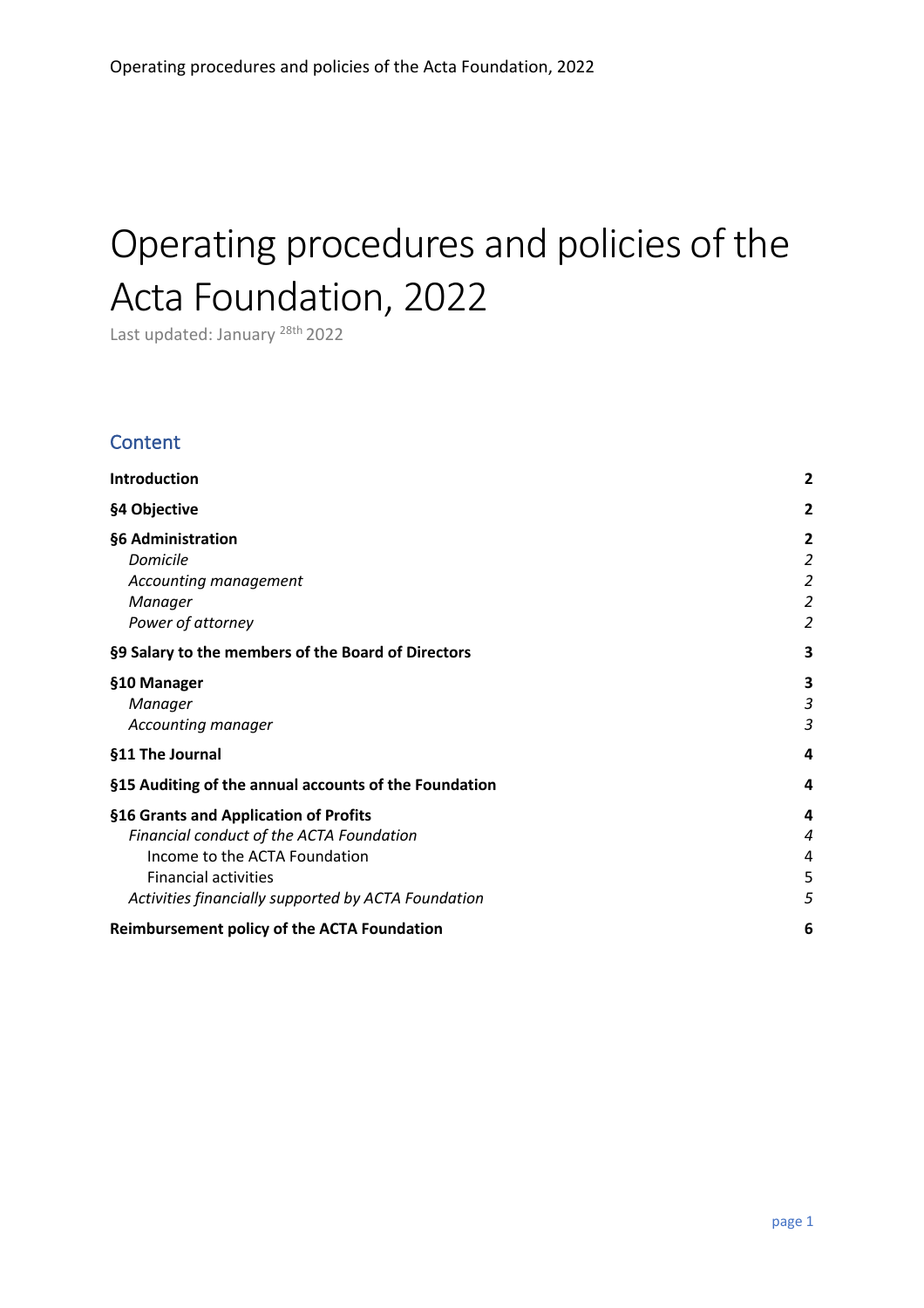# Operating procedures and policies of the Acta Foundation, 2022

Last updated: January 28th 2022

## Content

| | |
|---|---|
| **Introduction** | **2** |
| **§4 Objective** | **2** |
| **§6 Administration** | **2** |
| *Domicile* | *2* |
| *Accounting management* | *2* |
| *Manager* | *2* |
| *Power of attorney* | *2* |
| **§9 Salary to the members of the Board of Directors** | **3** |
| **§10 Manager** | **3** |
| *Manager* | *3* |
| *Accounting manager* | *3* |
| **§11 The Journal** | **4** |
| **§15 Auditing of the annual accounts of the Foundation** | **4** |
| **§16 Grants and Application of Profits** | **4** |
| *Financial conduct of the ACTA Foundation* | *4* |
| Income to the ACTA Foundation | 4 |
| Financial activities | 5 |
| *Activities financially supported by ACTA Foundation* | *5* |
| **Reimbursement policy of the ACTA Foundation** | **6** |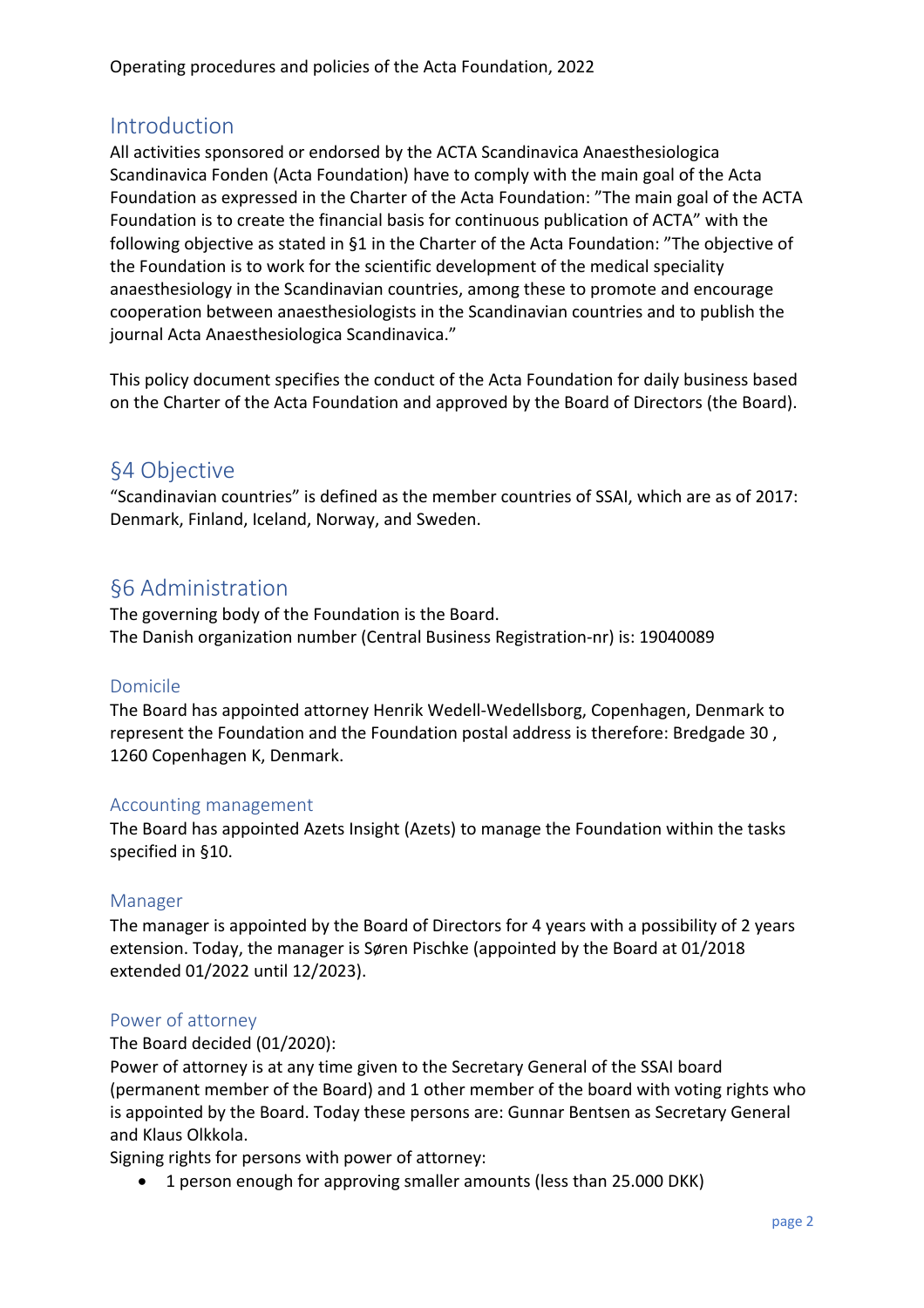Operating procedures and policies of the Acta Foundation, 2022

## Introduction

All activities sponsored or endorsed by the ACTA Scandinavica Anaesthesiologica Scandinavica Fonden (Acta Foundation) have to comply with the main goal of the Acta Foundation as expressed in the Charter of the Acta Foundation: "The main goal of the ACTA Foundation is to create the financial basis for continuous publication of ACTA" with the following objective as stated in §1 in the Charter of the Acta Foundation: "The objective of the Foundation is to work for the scientific development of the medical speciality anaesthesiology in the Scandinavian countries, among these to promote and encourage cooperation between anaesthesiologists in the Scandinavian countries and to publish the journal Acta Anaesthesiologica Scandinavica."

This policy document specifies the conduct of the Acta Foundation for daily business based on the Charter of the Acta Foundation and approved by the Board of Directors (the Board).

## §4 Objective

"Scandinavian countries" is defined as the member countries of SSAI, which are as of 2017: Denmark, Finland, Iceland, Norway, and Sweden.

## §6 Administration

The governing body of the Foundation is the Board.
The Danish organization number (Central Business Registration-nr) is: 19040089

### Domicile

The Board has appointed attorney Henrik Wedell-Wedellsborg, Copenhagen, Denmark to represent the Foundation and the Foundation postal address is therefore: Bredgade 30 , 1260 Copenhagen K, Denmark.

### Accounting management

The Board has appointed Azets Insight (Azets) to manage the Foundation within the tasks specified in §10.

### Manager

The manager is appointed by the Board of Directors for 4 years with a possibility of 2 years extension. Today, the manager is Søren Pischke (appointed by the Board at 01/2018 extended 01/2022 until 12/2023).

### Power of attorney

The Board decided (01/2020):
Power of attorney is at any time given to the Secretary General of the SSAI board (permanent member of the Board) and 1 other member of the board with voting rights who is appointed by the Board. Today these persons are: Gunnar Bentsen as Secretary General and Klaus Olkkola.
Signing rights for persons with power of attorney:

- 1 person enough for approving smaller amounts (less than 25.000 DKK)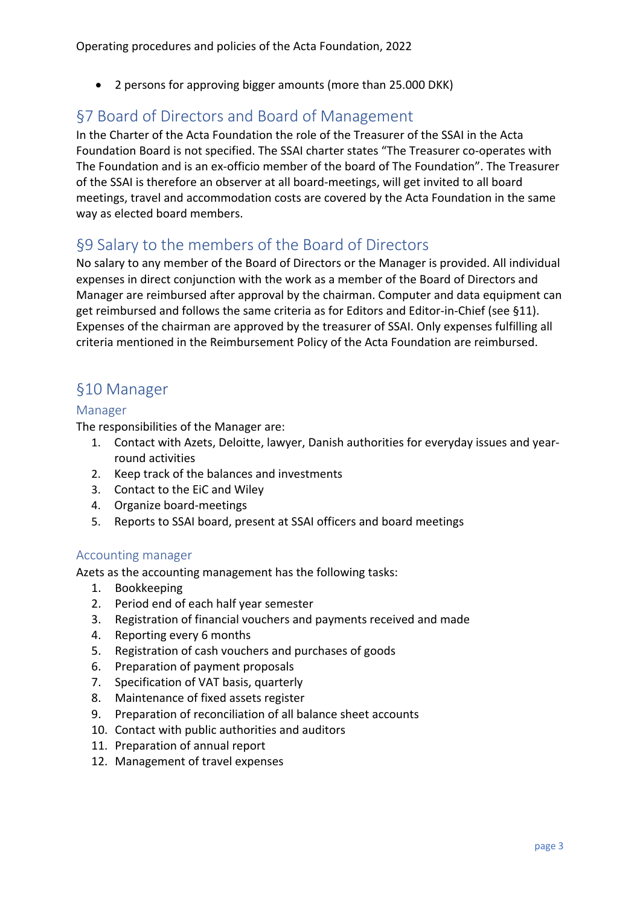- 2 persons for approving bigger amounts (more than 25.000 DKK)

## §7 Board of Directors and Board of Management

In the Charter of the Acta Foundation the role of the Treasurer of the SSAI in the Acta Foundation Board is not specified. The SSAI charter states "The Treasurer co-operates with The Foundation and is an ex-officio member of the board of The Foundation". The Treasurer of the SSAI is therefore an observer at all board-meetings, will get invited to all board meetings, travel and accommodation costs are covered by the Acta Foundation in the same way as elected board members.

## §9 Salary to the members of the Board of Directors

No salary to any member of the Board of Directors or the Manager is provided. All individual expenses in direct conjunction with the work as a member of the Board of Directors and Manager are reimbursed after approval by the chairman. Computer and data equipment can get reimbursed and follows the same criteria as for Editors and Editor-in-Chief (see §11). Expenses of the chairman are approved by the treasurer of SSAI. Only expenses fulfilling all criteria mentioned in the Reimbursement Policy of the Acta Foundation are reimbursed.

## §10 Manager

### Manager

The responsibilities of the Manager are:

1. Contact with Azets, Deloitte, lawyer, Danish authorities for everyday issues and year-round activities
2. Keep track of the balances and investments
3. Contact to the EiC and Wiley
4. Organize board-meetings
5. Reports to SSAI board, present at SSAI officers and board meetings

### Accounting manager

Azets as the accounting management has the following tasks:

1. Bookkeeping
2. Period end of each half year semester
3. Registration of financial vouchers and payments received and made
4. Reporting every 6 months
5. Registration of cash vouchers and purchases of goods
6. Preparation of payment proposals
7. Specification of VAT basis, quarterly
8. Maintenance of fixed assets register
9. Preparation of reconciliation of all balance sheet accounts
10. Contact with public authorities and auditors
11. Preparation of annual report
12. Management of travel expenses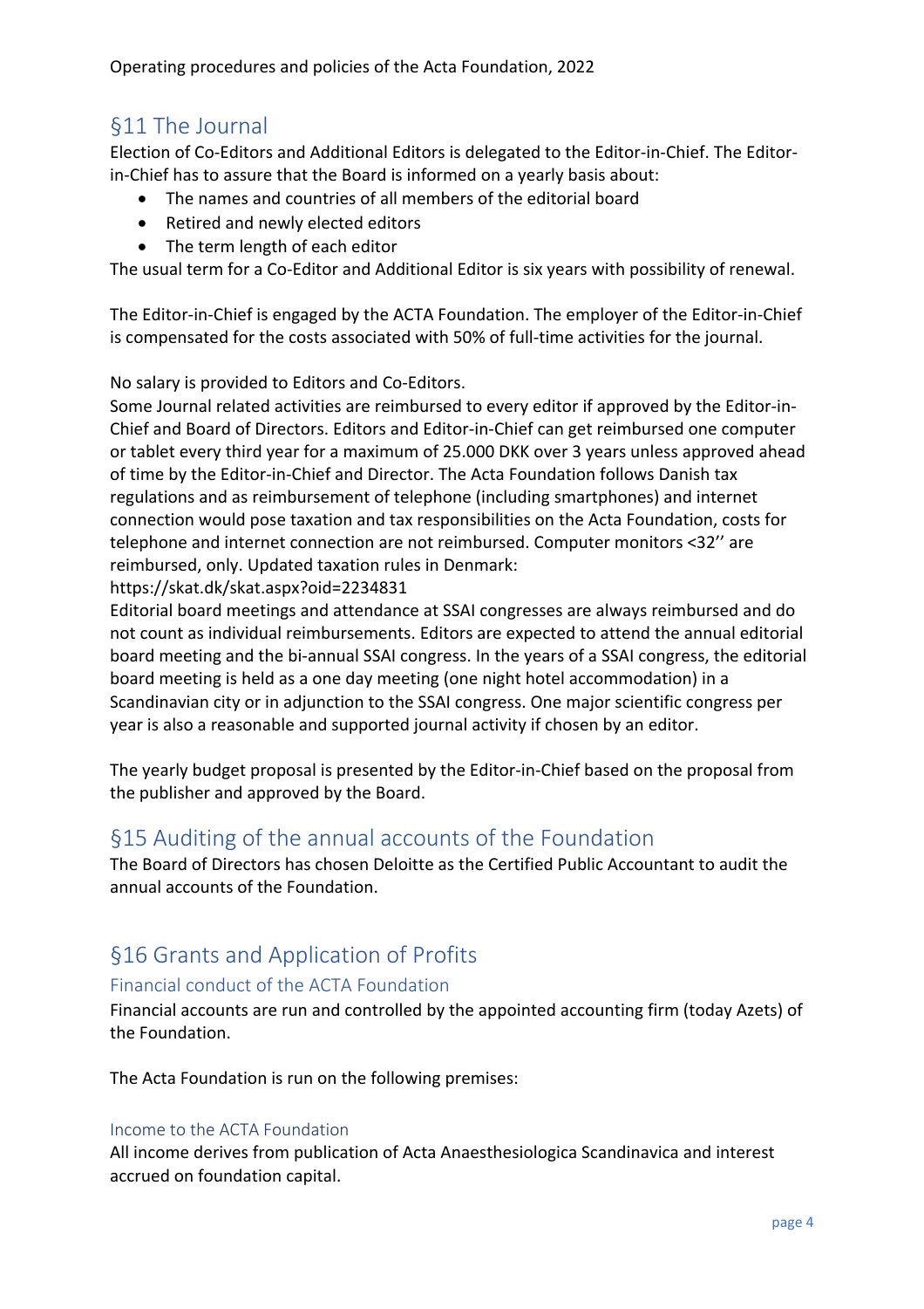## §11 The Journal

Election of Co-Editors and Additional Editors is delegated to the Editor-in-Chief. The Editor-in-Chief has to assure that the Board is informed on a yearly basis about:

- The names and countries of all members of the editorial board
- Retired and newly elected editors
- The term length of each editor

The usual term for a Co-Editor and Additional Editor is six years with possibility of renewal.

The Editor-in-Chief is engaged by the ACTA Foundation. The employer of the Editor-in-Chief is compensated for the costs associated with 50% of full-time activities for the journal.

No salary is provided to Editors and Co-Editors.
Some Journal related activities are reimbursed to every editor if approved by the Editor-in-Chief and Board of Directors. Editors and Editor-in-Chief can get reimbursed one computer or tablet every third year for a maximum of 25.000 DKK over 3 years unless approved ahead of time by the Editor-in-Chief and Director. The Acta Foundation follows Danish tax regulations and as reimbursement of telephone (including smartphones) and internet connection would pose taxation and tax responsibilities on the Acta Foundation, costs for telephone and internet connection are not reimbursed. Computer monitors <32'' are reimbursed, only. Updated taxation rules in Denmark:
https://skat.dk/skat.aspx?oid=2234831
Editorial board meetings and attendance at SSAI congresses are always reimbursed and do not count as individual reimbursements. Editors are expected to attend the annual editorial board meeting and the bi-annual SSAI congress. In the years of a SSAI congress, the editorial board meeting is held as a one day meeting (one night hotel accommodation) in a Scandinavian city or in adjunction to the SSAI congress. One major scientific congress per year is also a reasonable and supported journal activity if chosen by an editor.

The yearly budget proposal is presented by the Editor-in-Chief based on the proposal from the publisher and approved by the Board.

## §15 Auditing of the annual accounts of the Foundation

The Board of Directors has chosen Deloitte as the Certified Public Accountant to audit the annual accounts of the Foundation.

## §16 Grants and Application of Profits

### Financial conduct of the ACTA Foundation

Financial accounts are run and controlled by the appointed accounting firm (today Azets) of the Foundation.

The Acta Foundation is run on the following premises:

### Income to the ACTA Foundation

All income derives from publication of Acta Anaesthesiologica Scandinavica and interest accrued on foundation capital.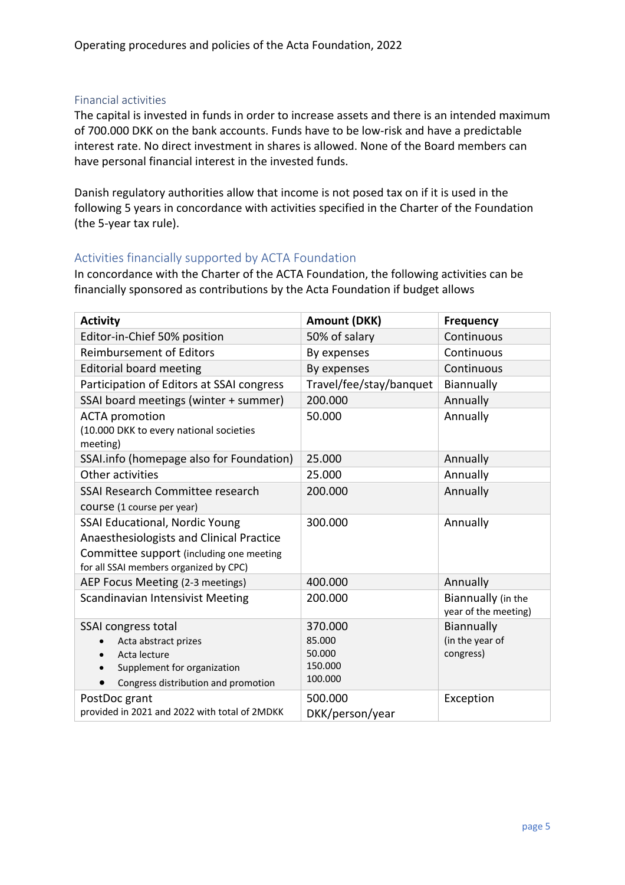## Financial activities

The capital is invested in funds in order to increase assets and there is an intended maximum of 700.000 DKK on the bank accounts. Funds have to be low-risk and have a predictable interest rate. No direct investment in shares is allowed. None of the Board members can have personal financial interest in the invested funds.

Danish regulatory authorities allow that income is not posed tax on if it is used in the following 5 years in concordance with activities specified in the Charter of the Foundation (the 5-year tax rule).

## Activities financially supported by ACTA Foundation

In concordance with the Charter of the ACTA Foundation, the following activities can be financially sponsored as contributions by the Acta Foundation if budget allows

| Activity | Amount (DKK) | Frequency |
|---|---|---|
| Editor-in-Chief 50% position | 50% of salary | Continuous |
| Reimbursement of Editors | By expenses | Continuous |
| Editorial board meeting | By expenses | Continuous |
| Participation of Editors at SSAI congress | Travel/fee/stay/banquet | Biannually |
| SSAI board meetings (winter + summer) | 200.000 | Annually |
| ACTA promotion (10.000 DKK to every national societies meeting) | 50.000 | Annually |
| SSAI.info (homepage also for Foundation) | 25.000 | Annually |
| Other activities | 25.000 | Annually |
| SSAI Research Committee research course (1 course per year) | 200.000 | Annually |
| SSAI Educational, Nordic Young Anaesthesiologists and Clinical Practice Committee support (including one meeting for all SSAI members organized by CPC) | 300.000 | Annually |
| AEP Focus Meeting (2-3 meetings) | 400.000 | Annually |
| Scandinavian Intensivist Meeting | 200.000 | Biannually (in the year of the meeting) |
| SSAI congress total<br>• Acta abstract prizes<br>• Acta lecture<br>• Supplement for organization<br>• Congress distribution and promotion | 370.000<br>85.000<br>50.000<br>150.000<br>100.000 | Biannually (in the year of congress) |
| PostDoc grant provided in 2021 and 2022 with total of 2MDKK | 500.000 DKK/person/year | Exception |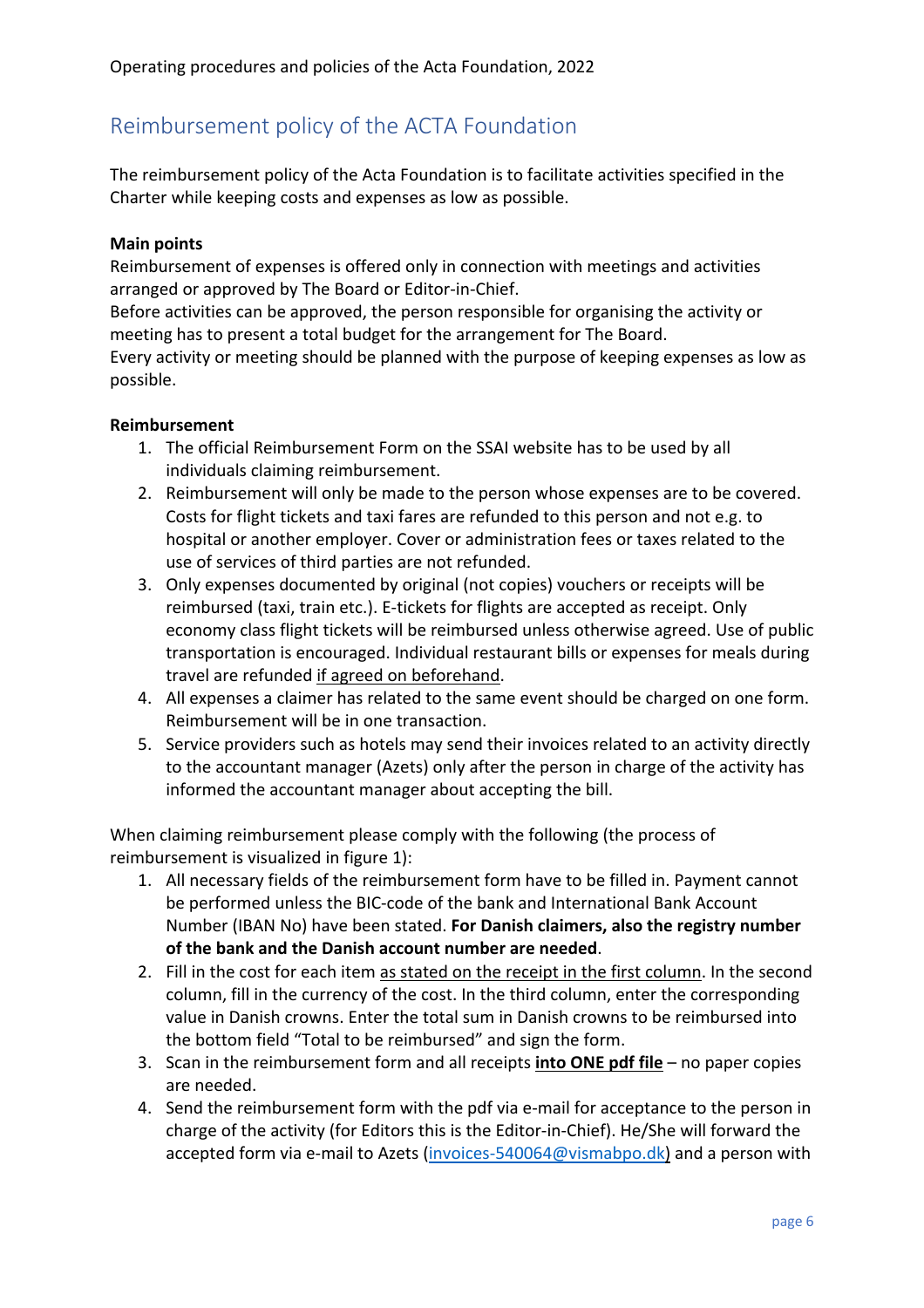## Reimbursement policy of the ACTA Foundation

The reimbursement policy of the Acta Foundation is to facilitate activities specified in the Charter while keeping costs and expenses as low as possible.

**Main points**

Reimbursement of expenses is offered only in connection with meetings and activities arranged or approved by The Board or Editor-in-Chief.

Before activities can be approved, the person responsible for organising the activity or meeting has to present a total budget for the arrangement for The Board.

Every activity or meeting should be planned with the purpose of keeping expenses as low as possible.

**Reimbursement**

1. The official Reimbursement Form on the SSAI website has to be used by all individuals claiming reimbursement.
2. Reimbursement will only be made to the person whose expenses are to be covered. Costs for flight tickets and taxi fares are refunded to this person and not e.g. to hospital or another employer. Cover or administration fees or taxes related to the use of services of third parties are not refunded.
3. Only expenses documented by original (not copies) vouchers or receipts will be reimbursed (taxi, train etc.). E-tickets for flights are accepted as receipt. Only economy class flight tickets will be reimbursed unless otherwise agreed. Use of public transportation is encouraged. Individual restaurant bills or expenses for meals during travel are refunded <u>if agreed on beforehand</u>.
4. All expenses a claimer has related to the same event should be charged on one form. Reimbursement will be in one transaction.
5. Service providers such as hotels may send their invoices related to an activity directly to the accountant manager (Azets) only after the person in charge of the activity has informed the accountant manager about accepting the bill.

When claiming reimbursement please comply with the following (the process of reimbursement is visualized in figure 1):

1. All necessary fields of the reimbursement form have to be filled in. Payment cannot be performed unless the BIC-code of the bank and International Bank Account Number (IBAN No) have been stated. **For Danish claimers, also the registry number of the bank and the Danish account number are needed**.
2. Fill in the cost for each item <u>as stated on the receipt in the first column</u>. In the second column, fill in the currency of the cost. In the third column, enter the corresponding value in Danish crowns. Enter the total sum in Danish crowns to be reimbursed into the bottom field "Total to be reimbursed" and sign the form.
3. Scan in the reimbursement form and all receipts **<u>into ONE pdf file</u>** – no paper copies are needed.
4. Send the reimbursement form with the pdf via e-mail for acceptance to the person in charge of the activity (for Editors this is the Editor-in-Chief). He/She will forward the accepted form via e-mail to Azets (invoices-540064@vismabpo.dk) and a person with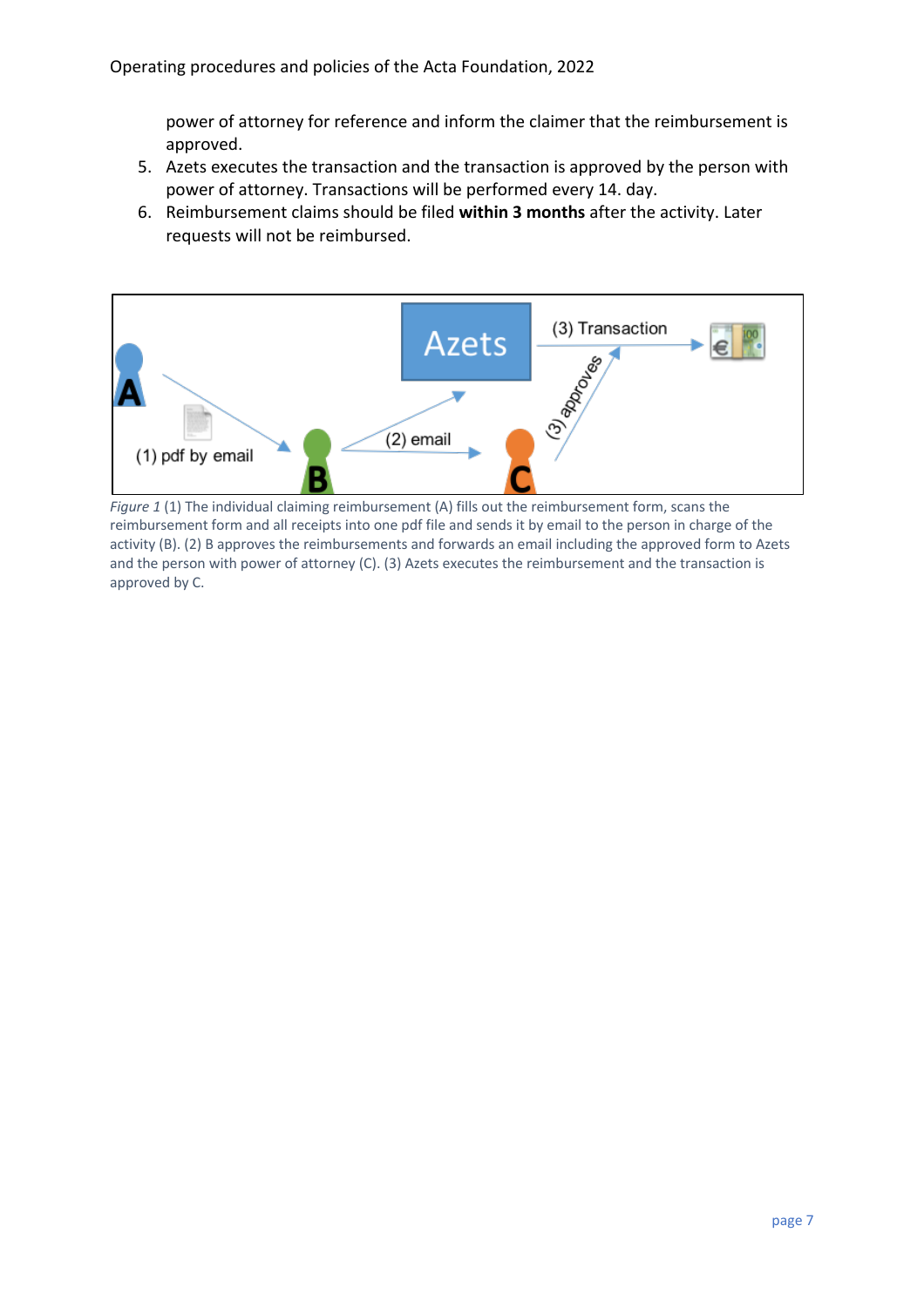power of attorney for reference and inform the claimer that the reimbursement is approved.

5. Azets executes the transaction and the transaction is approved by the person with power of attorney. Transactions will be performed every 14. day.
6. Reimbursement claims should be filed **within 3 months** after the activity. Later requests will not be reimbursed.

A

(1) pdf by email

B

(2) email

Azets

C

(3) approves

(3) Transaction

*Figure 1* (1) The individual claiming reimbursement (A) fills out the reimbursement form, scans the reimbursement form and all receipts into one pdf file and sends it by email to the person in charge of the activity (B). (2) B approves the reimbursements and forwards an email including the approved form to Azets and the person with power of attorney (C). (3) Azets executes the reimbursement and the transaction is approved by C.